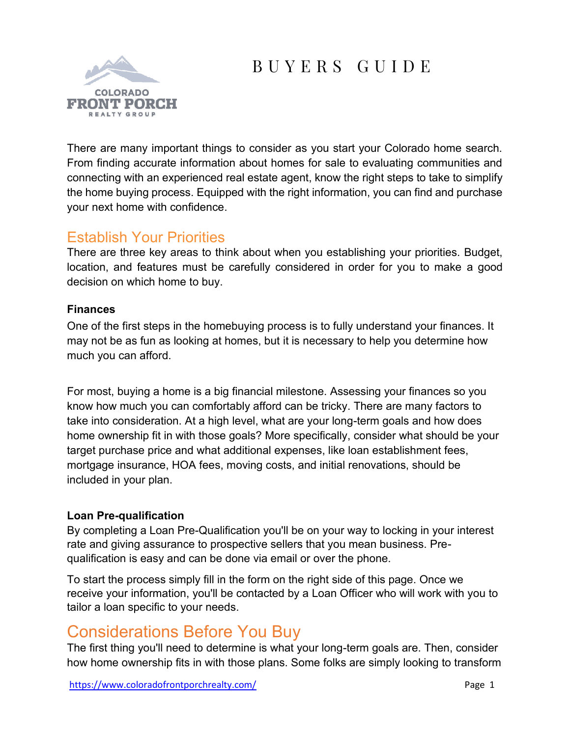# BUYERS GUIDE

COLORADO FRONT PORCH REALTY GROUP

There are many important things to consider as you start your Colorado home search. From finding accurate information about homes for sale to evaluating communities and connecting with an experienced real estate agent, know the right steps to take to simplify the home buying process. Equipped with the right information, you can find and purchase your next home with confidence.

## Establish Your Priorities

There are three key areas to think about when you establishing your priorities. Budget, location, and features must be carefully considered in order for you to make a good decision on which home to buy.

### Finances

One of the first steps in the homebuying process is to fully understand your finances. It may not be as fun as looking at homes, but it is necessary to help you determine how much you can afford.

For most, buying a home is a big financial milestone. Assessing your finances so you know how much you can comfortably afford can be tricky. There are many factors to take into consideration. At a high level, what are your long-term goals and how does home ownership fit in with those goals? More specifically, consider what should be your target purchase price and what additional expenses, like loan establishment fees, mortgage insurance, HOA fees, moving costs, and initial renovations, should be included in your plan.

### Loan Pre-qualification

By completing a Loan Pre-Qualification you'll be on your way to locking in your interest rate and giving assurance to prospective sellers that you mean business. Pre-qualification is easy and can be done via email or over the phone.

To start the process simply fill in the form on the right side of this page. Once we receive your information, you'll be contacted by a Loan Officer who will work with you to tailor a loan specific to your needs.

## Considerations Before You Buy

The first thing you'll need to determine is what your long-term goals are. Then, consider how home ownership fits in with those plans. Some folks are simply looking to transform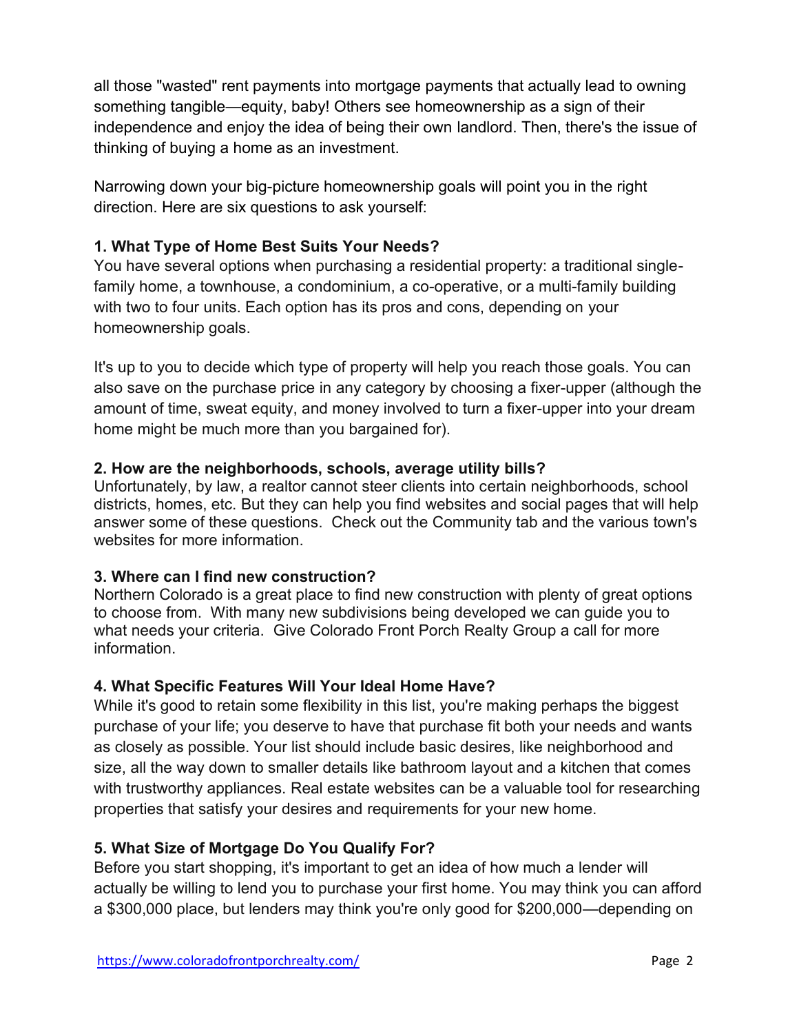all those "wasted" rent payments into mortgage payments that actually lead to owning something tangible—equity, baby! Others see homeownership as a sign of their independence and enjoy the idea of being their own landlord. Then, there's the issue of thinking of buying a home as an investment.

Narrowing down your big-picture homeownership goals will point you in the right direction. Here are six questions to ask yourself:

**1. What Type of Home Best Suits Your Needs?**

You have several options when purchasing a residential property: a traditional single-family home, a townhouse, a condominium, a co-operative, or a multi-family building with two to four units. Each option has its pros and cons, depending on your homeownership goals.

It's up to you to decide which type of property will help you reach those goals. You can also save on the purchase price in any category by choosing a fixer-upper (although the amount of time, sweat equity, and money involved to turn a fixer-upper into your dream home might be much more than you bargained for).

**2. How are the neighborhoods, schools, average utility bills?**

Unfortunately, by law, a realtor cannot steer clients into certain neighborhoods, school districts, homes, etc. But they can help you find websites and social pages that will help answer some of these questions. Check out the Community tab and the various town's websites for more information.

**3. Where can I find new construction?**

Northern Colorado is a great place to find new construction with plenty of great options to choose from. With many new subdivisions being developed we can guide you to what needs your criteria. Give Colorado Front Porch Realty Group a call for more information.

**4. What Specific Features Will Your Ideal Home Have?**

While it's good to retain some flexibility in this list, you're making perhaps the biggest purchase of your life; you deserve to have that purchase fit both your needs and wants as closely as possible. Your list should include basic desires, like neighborhood and size, all the way down to smaller details like bathroom layout and a kitchen that comes with trustworthy appliances. Real estate websites can be a valuable tool for researching properties that satisfy your desires and requirements for your new home.

**5. What Size of Mortgage Do You Qualify For?**

Before you start shopping, it's important to get an idea of how much a lender will actually be willing to lend you to purchase your first home. You may think you can afford a $300,000 place, but lenders may think you're only good for $200,000—depending on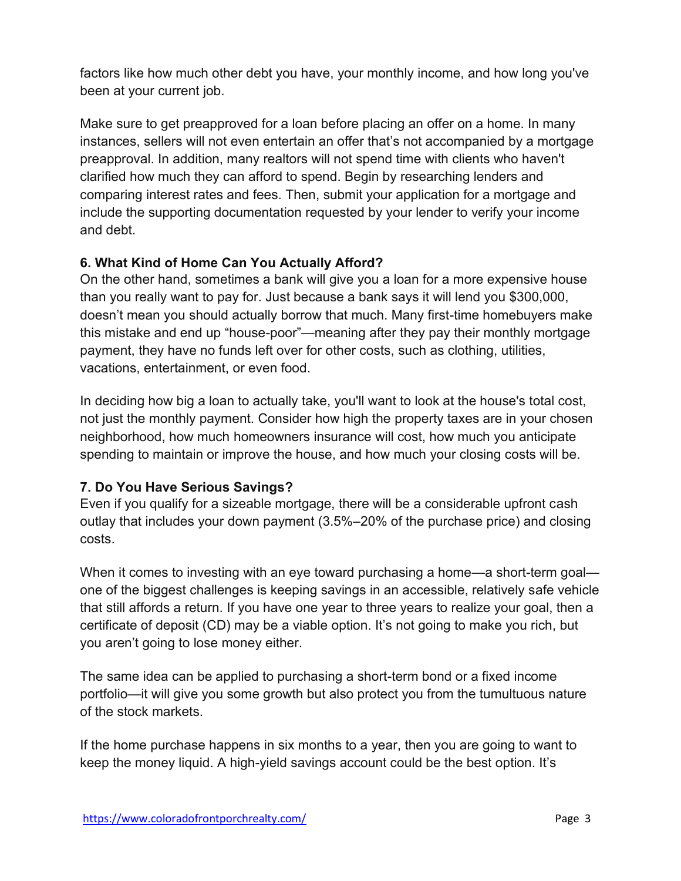factors like how much other debt you have, your monthly income, and how long you've been at your current job.

Make sure to get preapproved for a loan before placing an offer on a home. In many instances, sellers will not even entertain an offer that's not accompanied by a mortgage preapproval. In addition, many realtors will not spend time with clients who haven't clarified how much they can afford to spend. Begin by researching lenders and comparing interest rates and fees. Then, submit your application for a mortgage and include the supporting documentation requested by your lender to verify your income and debt.

**6. What Kind of Home Can You Actually Afford?**

On the other hand, sometimes a bank will give you a loan for a more expensive house than you really want to pay for. Just because a bank says it will lend you $300,000, doesn't mean you should actually borrow that much. Many first-time homebuyers make this mistake and end up "house-poor"—meaning after they pay their monthly mortgage payment, they have no funds left over for other costs, such as clothing, utilities, vacations, entertainment, or even food.

In deciding how big a loan to actually take, you'll want to look at the house's total cost, not just the monthly payment. Consider how high the property taxes are in your chosen neighborhood, how much homeowners insurance will cost, how much you anticipate spending to maintain or improve the house, and how much your closing costs will be.

**7. Do You Have Serious Savings?**

Even if you qualify for a sizeable mortgage, there will be a considerable upfront cash outlay that includes your down payment (3.5%–20% of the purchase price) and closing costs.

When it comes to investing with an eye toward purchasing a home—a short-term goal—one of the biggest challenges is keeping savings in an accessible, relatively safe vehicle that still affords a return. If you have one year to three years to realize your goal, then a certificate of deposit (CD) may be a viable option. It's not going to make you rich, but you aren't going to lose money either.

The same idea can be applied to purchasing a short-term bond or a fixed income portfolio—it will give you some growth but also protect you from the tumultuous nature of the stock markets.

If the home purchase happens in six months to a year, then you are going to want to keep the money liquid. A high-yield savings account could be the best option. It's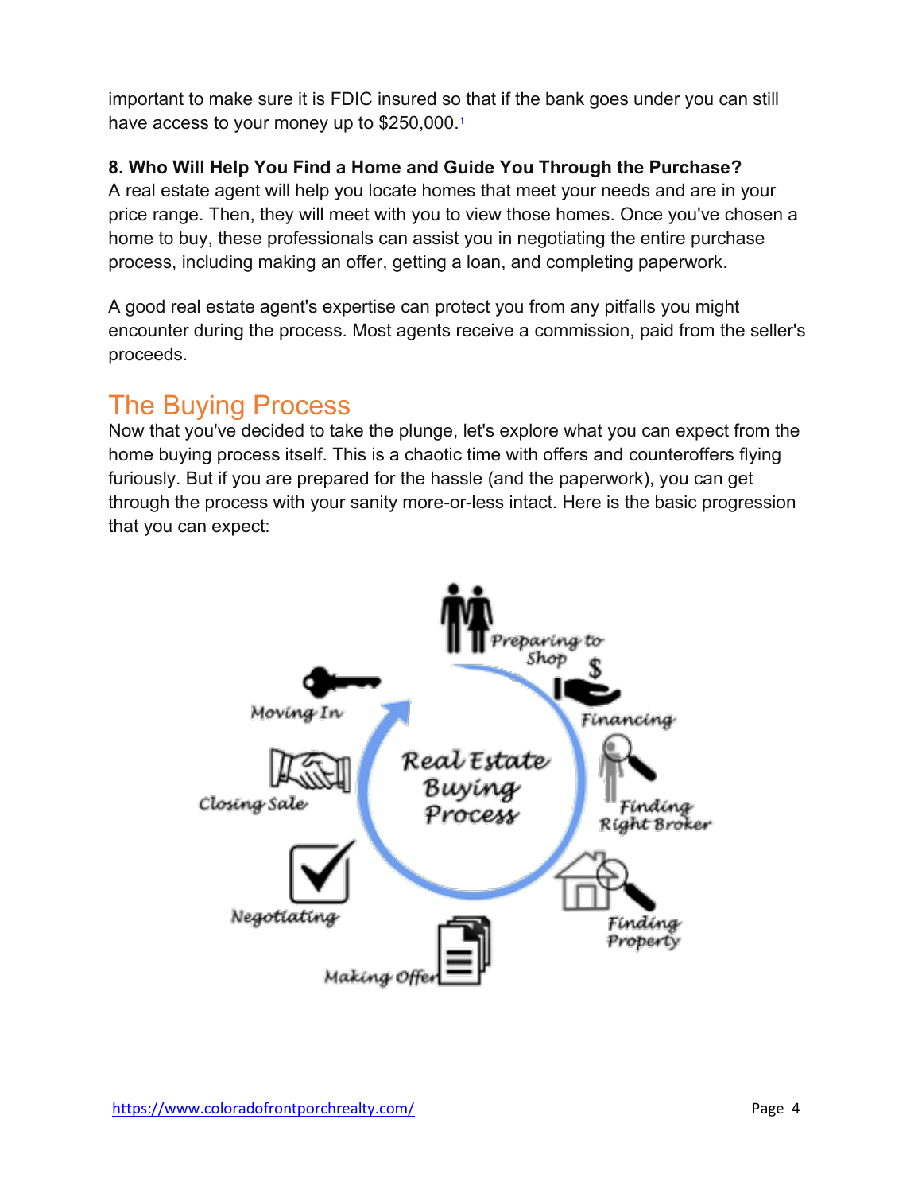important to make sure it is FDIC insured so that if the bank goes under you can still have access to your money up to $250,000.[1]

**8. Who Will Help You Find a Home and Guide You Through the Purchase?**
A real estate agent will help you locate homes that meet your needs and are in your price range. Then, they will meet with you to view those homes. Once you've chosen a home to buy, these professionals can assist you in negotiating the entire purchase process, including making an offer, getting a loan, and completing paperwork.

A good real estate agent's expertise can protect you from any pitfalls you might encounter during the process. Most agents receive a commission, paid from the seller's proceeds.

## The Buying Process

Now that you've decided to take the plunge, let's explore what you can expect from the home buying process itself. This is a chaotic time with offers and counteroffers flying furiously. But if you are prepared for the hassle (and the paperwork), you can get through the process with your sanity more-or-less intact. Here is the basic progression that you can expect:

Real Estate Buying Process

- Preparing to Shop
- Financing
- Finding Right Broker
- Finding Property
- Making Offer
- Negotiating
- Closing Sale
- Moving In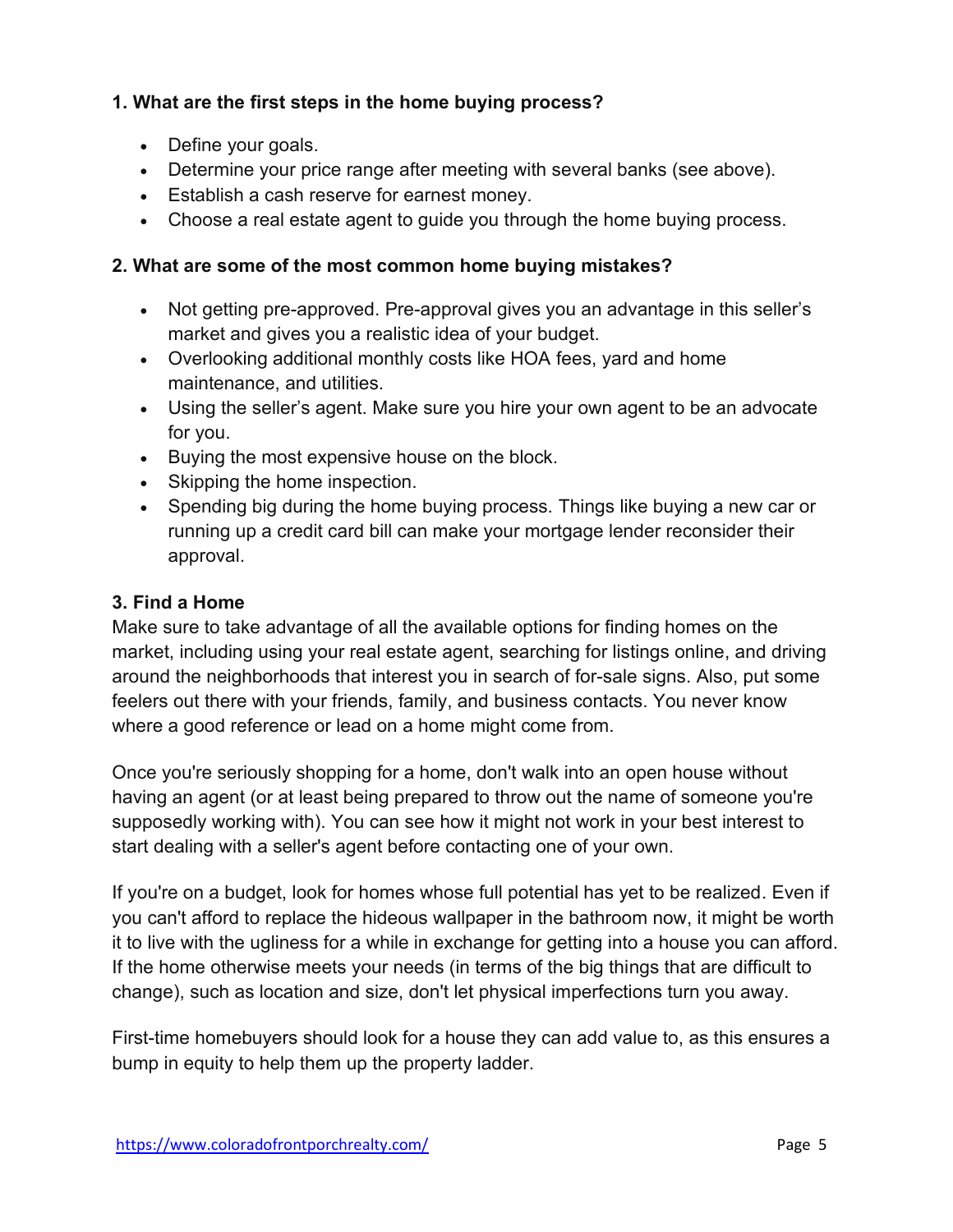**1. What are the first steps in the home buying process?**

- Define your goals.
- Determine your price range after meeting with several banks (see above).
- Establish a cash reserve for earnest money.
- Choose a real estate agent to guide you through the home buying process.

**2. What are some of the most common home buying mistakes?**

- Not getting pre-approved. Pre-approval gives you an advantage in this seller's market and gives you a realistic idea of your budget.
- Overlooking additional monthly costs like HOA fees, yard and home maintenance, and utilities.
- Using the seller's agent. Make sure you hire your own agent to be an advocate for you.
- Buying the most expensive house on the block.
- Skipping the home inspection.
- Spending big during the home buying process. Things like buying a new car or running up a credit card bill can make your mortgage lender reconsider their approval.

**3. Find a Home**

Make sure to take advantage of all the available options for finding homes on the market, including using your real estate agent, searching for listings online, and driving around the neighborhoods that interest you in search of for-sale signs. Also, put some feelers out there with your friends, family, and business contacts. You never know where a good reference or lead on a home might come from.

Once you're seriously shopping for a home, don't walk into an open house without having an agent (or at least being prepared to throw out the name of someone you're supposedly working with). You can see how it might not work in your best interest to start dealing with a seller's agent before contacting one of your own.

If you're on a budget, look for homes whose full potential has yet to be realized. Even if you can't afford to replace the hideous wallpaper in the bathroom now, it might be worth it to live with the ugliness for a while in exchange for getting into a house you can afford. If the home otherwise meets your needs (in terms of the big things that are difficult to change), such as location and size, don't let physical imperfections turn you away.

First-time homebuyers should look for a house they can add value to, as this ensures a bump in equity to help them up the property ladder.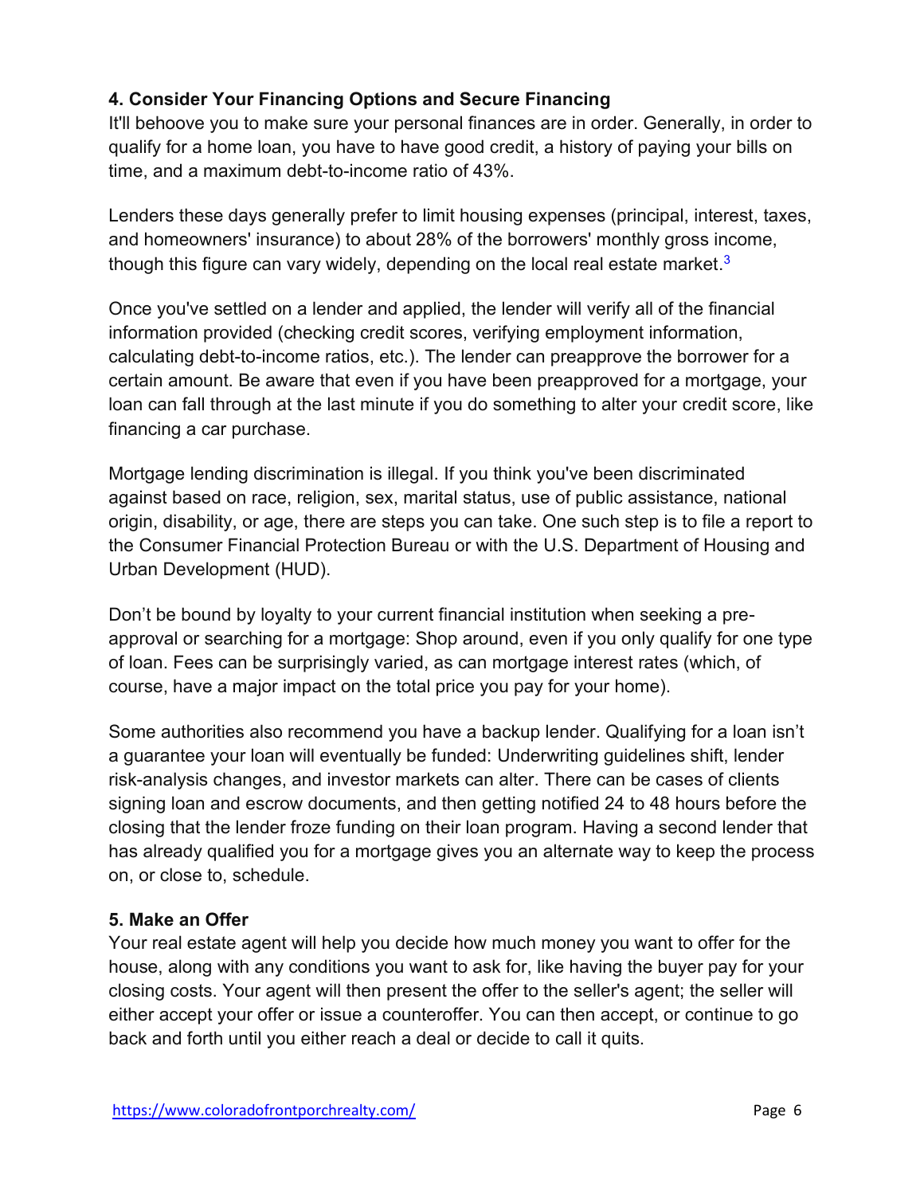**4. Consider Your Financing Options and Secure Financing**

It'll behoove you to make sure your personal finances are in order. Generally, in order to qualify for a home loan, you have to have good credit, a history of paying your bills on time, and a maximum debt-to-income ratio of 43%.

Lenders these days generally prefer to limit housing expenses (principal, interest, taxes, and homeowners' insurance) to about 28% of the borrowers' monthly gross income, though this figure can vary widely, depending on the local real estate market.[3]

Once you've settled on a lender and applied, the lender will verify all of the financial information provided (checking credit scores, verifying employment information, calculating debt-to-income ratios, etc.). The lender can preapprove the borrower for a certain amount. Be aware that even if you have been preapproved for a mortgage, your loan can fall through at the last minute if you do something to alter your credit score, like financing a car purchase.

Mortgage lending discrimination is illegal. If you think you've been discriminated against based on race, religion, sex, marital status, use of public assistance, national origin, disability, or age, there are steps you can take. One such step is to file a report to the Consumer Financial Protection Bureau or with the U.S. Department of Housing and Urban Development (HUD).

Don't be bound by loyalty to your current financial institution when seeking a pre-approval or searching for a mortgage: Shop around, even if you only qualify for one type of loan. Fees can be surprisingly varied, as can mortgage interest rates (which, of course, have a major impact on the total price you pay for your home).

Some authorities also recommend you have a backup lender. Qualifying for a loan isn't a guarantee your loan will eventually be funded: Underwriting guidelines shift, lender risk-analysis changes, and investor markets can alter. There can be cases of clients signing loan and escrow documents, and then getting notified 24 to 48 hours before the closing that the lender froze funding on their loan program. Having a second lender that has already qualified you for a mortgage gives you an alternate way to keep the process on, or close to, schedule.

**5. Make an Offer**

Your real estate agent will help you decide how much money you want to offer for the house, along with any conditions you want to ask for, like having the buyer pay for your closing costs. Your agent will then present the offer to the seller's agent; the seller will either accept your offer or issue a counteroffer. You can then accept, or continue to go back and forth until you either reach a deal or decide to call it quits.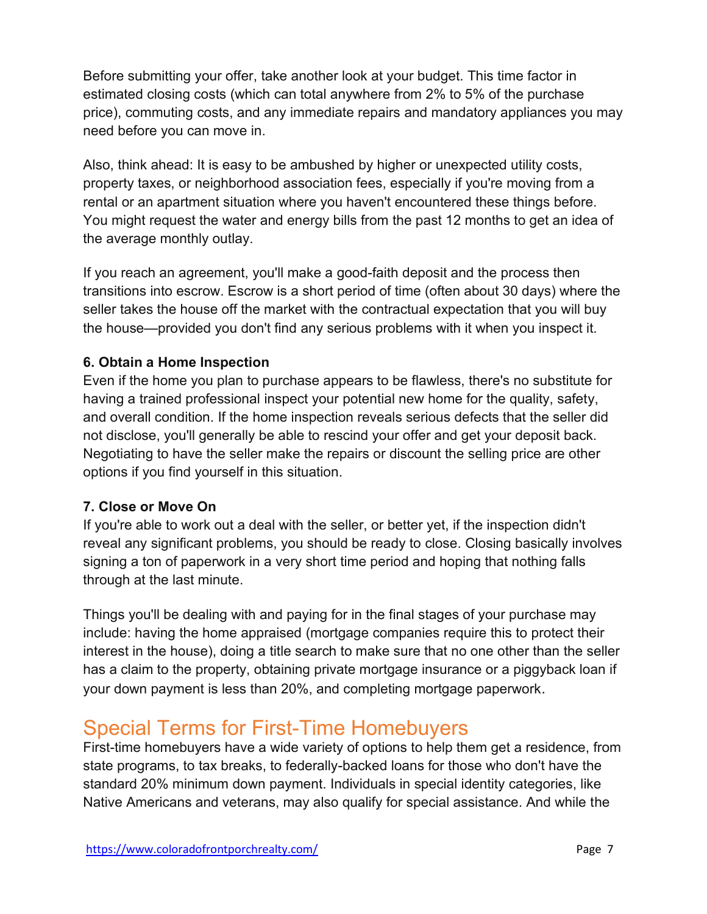Before submitting your offer, take another look at your budget. This time factor in estimated closing costs (which can total anywhere from 2% to 5% of the purchase price), commuting costs, and any immediate repairs and mandatory appliances you may need before you can move in.

Also, think ahead: It is easy to be ambushed by higher or unexpected utility costs, property taxes, or neighborhood association fees, especially if you're moving from a rental or an apartment situation where you haven't encountered these things before. You might request the water and energy bills from the past 12 months to get an idea of the average monthly outlay.

If you reach an agreement, you'll make a good-faith deposit and the process then transitions into escrow. Escrow is a short period of time (often about 30 days) where the seller takes the house off the market with the contractual expectation that you will buy the house—provided you don't find any serious problems with it when you inspect it.

**6. Obtain a Home Inspection**

Even if the home you plan to purchase appears to be flawless, there's no substitute for having a trained professional inspect your potential new home for the quality, safety, and overall condition. If the home inspection reveals serious defects that the seller did not disclose, you'll generally be able to rescind your offer and get your deposit back. Negotiating to have the seller make the repairs or discount the selling price are other options if you find yourself in this situation.

**7. Close or Move On**

If you're able to work out a deal with the seller, or better yet, if the inspection didn't reveal any significant problems, you should be ready to close. Closing basically involves signing a ton of paperwork in a very short time period and hoping that nothing falls through at the last minute.

Things you'll be dealing with and paying for in the final stages of your purchase may include: having the home appraised (mortgage companies require this to protect their interest in the house), doing a title search to make sure that no one other than the seller has a claim to the property, obtaining private mortgage insurance or a piggyback loan if your down payment is less than 20%, and completing mortgage paperwork.

## Special Terms for First-Time Homebuyers

First-time homebuyers have a wide variety of options to help them get a residence, from state programs, to tax breaks, to federally-backed loans for those who don't have the standard 20% minimum down payment. Individuals in special identity categories, like Native Americans and veterans, may also qualify for special assistance. And while the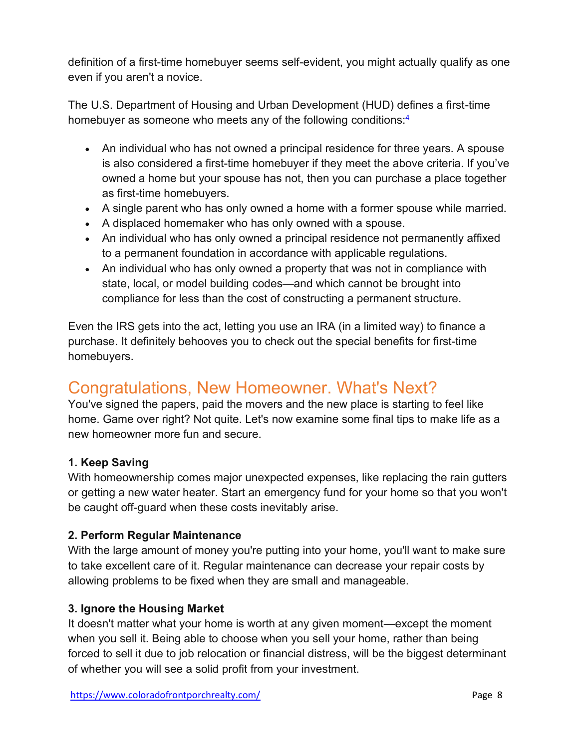definition of a first-time homebuyer seems self-evident, you might actually qualify as one even if you aren't a novice.

The U.S. Department of Housing and Urban Development (HUD) defines a first-time homebuyer as someone who meets any of the following conditions:[4]

- An individual who has not owned a principal residence for three years. A spouse is also considered a first-time homebuyer if they meet the above criteria. If you've owned a home but your spouse has not, then you can purchase a place together as first-time homebuyers.
- A single parent who has only owned a home with a former spouse while married.
- A displaced homemaker who has only owned with a spouse.
- An individual who has only owned a principal residence not permanently affixed to a permanent foundation in accordance with applicable regulations.
- An individual who has only owned a property that was not in compliance with state, local, or model building codes—and which cannot be brought into compliance for less than the cost of constructing a permanent structure.

Even the IRS gets into the act, letting you use an IRA (in a limited way) to finance a purchase. It definitely behooves you to check out the special benefits for first-time homebuyers.

## Congratulations, New Homeowner. What's Next?

You've signed the papers, paid the movers and the new place is starting to feel like home. Game over right? Not quite. Let's now examine some final tips to make life as a new homeowner more fun and secure.

**1. Keep Saving**

With homeownership comes major unexpected expenses, like replacing the rain gutters or getting a new water heater. Start an emergency fund for your home so that you won't be caught off-guard when these costs inevitably arise.

**2. Perform Regular Maintenance**

With the large amount of money you're putting into your home, you'll want to make sure to take excellent care of it. Regular maintenance can decrease your repair costs by allowing problems to be fixed when they are small and manageable.

**3. Ignore the Housing Market**

It doesn't matter what your home is worth at any given moment—except the moment when you sell it. Being able to choose when you sell your home, rather than being forced to sell it due to job relocation or financial distress, will be the biggest determinant of whether you will see a solid profit from your investment.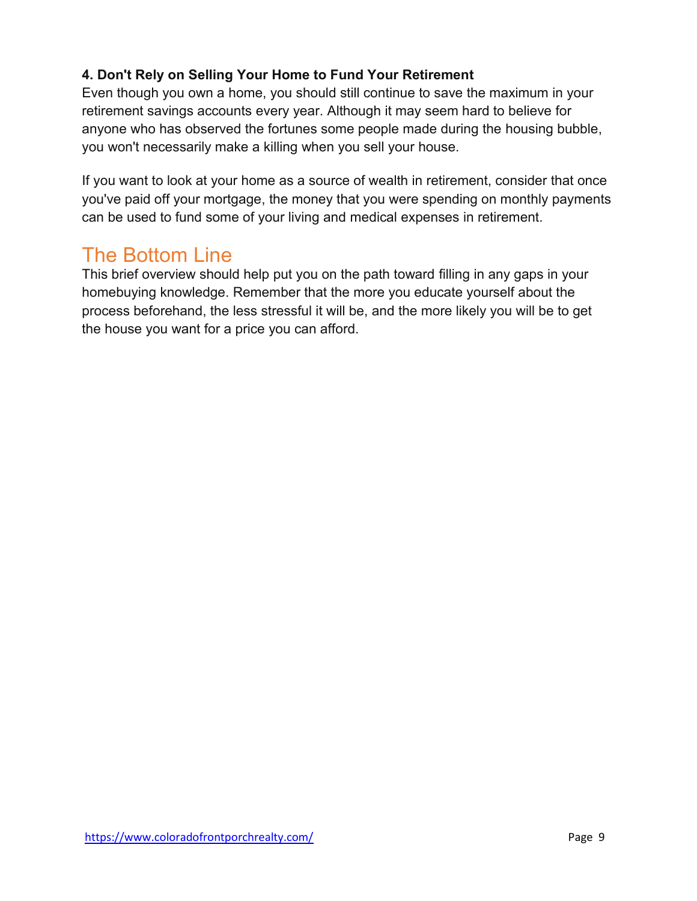**4. Don't Rely on Selling Your Home to Fund Your Retirement**

Even though you own a home, you should still continue to save the maximum in your retirement savings accounts every year. Although it may seem hard to believe for anyone who has observed the fortunes some people made during the housing bubble, you won't necessarily make a killing when you sell your house.

If you want to look at your home as a source of wealth in retirement, consider that once you've paid off your mortgage, the money that you were spending on monthly payments can be used to fund some of your living and medical expenses in retirement.

## The Bottom Line

This brief overview should help put you on the path toward filling in any gaps in your homebuying knowledge. Remember that the more you educate yourself about the process beforehand, the less stressful it will be, and the more likely you will be to get the house you want for a price you can afford.